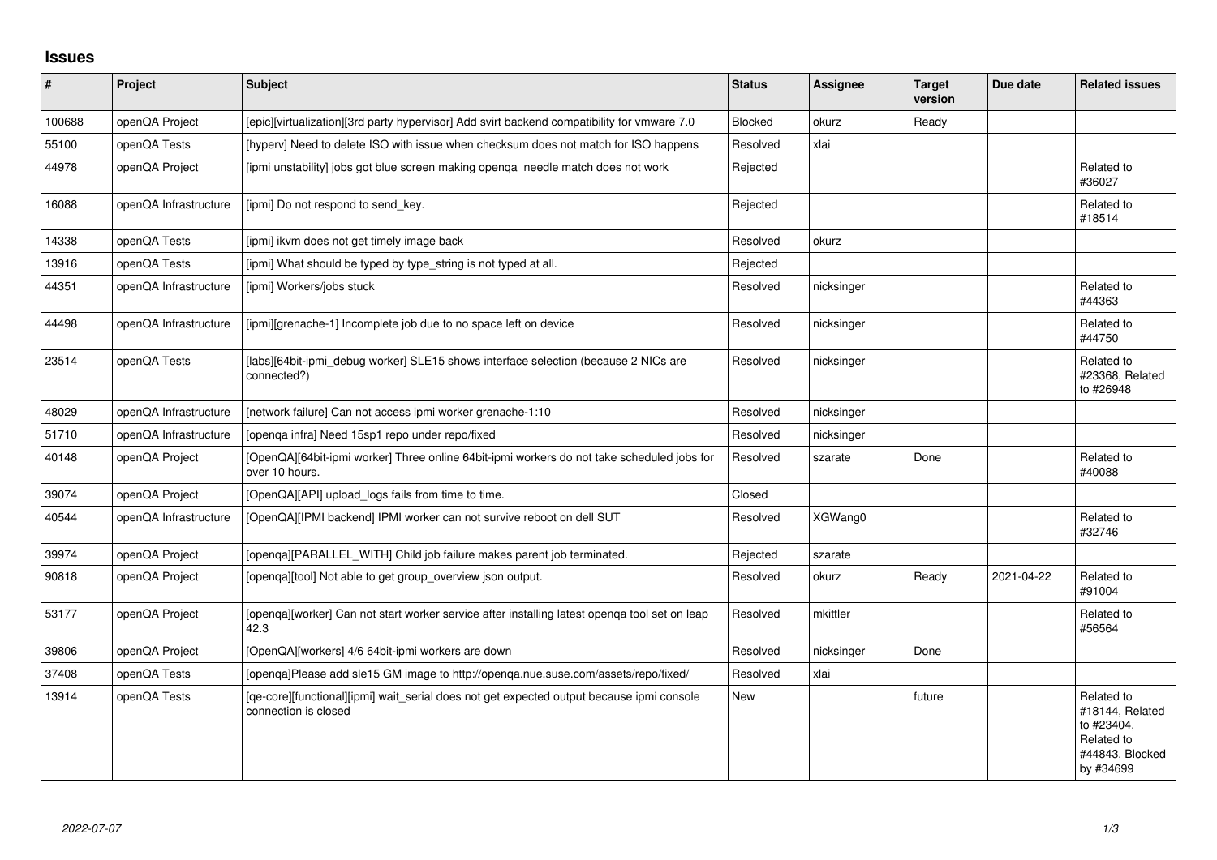## Issues

| # | Project | Subject | Status | Assignee | Target version | Due date | Related issues |
|---|---|---|---|---|---|---|---|
| 100688 | openQA Project | [epic][virtualization][3rd party hypervisor] Add svirt backend compatibility for vmware 7.0 | Blocked | okurz | Ready | | |
| 55100 | openQA Tests | [hyperv] Need to delete ISO with issue when checksum does not match for ISO happens | Resolved | xlai | | | |
| 44978 | openQA Project | [ipmi unstability] jobs got blue screen making openqa needle match does not work | Rejected | | | | Related to #36027 |
| 16088 | openQA Infrastructure | [ipmi] Do not respond to send_key. | Rejected | | | | Related to #18514 |
| 14338 | openQA Tests | [ipmi] ikvm does not get timely image back | Resolved | okurz | | | |
| 13916 | openQA Tests | [ipmi] What should be typed by type_string is not typed at all. | Rejected | | | | |
| 44351 | openQA Infrastructure | [ipmi] Workers/jobs stuck | Resolved | nicksinger | | | Related to #44363 |
| 44498 | openQA Infrastructure | [ipmi][grenache-1] Incomplete job due to no space left on device | Resolved | nicksinger | | | Related to #44750 |
| 23514 | openQA Tests | [labs][64bit-ipmi_debug worker] SLE15 shows interface selection (because 2 NICs are connected?) | Resolved | nicksinger | | | Related to #23368, Related to #26948 |
| 48029 | openQA Infrastructure | [network failure] Can not access ipmi worker grenache-1:10 | Resolved | nicksinger | | | |
| 51710 | openQA Infrastructure | [openqa infra] Need 15sp1 repo under repo/fixed | Resolved | nicksinger | | | |
| 40148 | openQA Project | [OpenQA][64bit-ipmi worker] Three online 64bit-ipmi workers do not take scheduled jobs for over 10 hours. | Resolved | szarate | Done | | Related to #40088 |
| 39074 | openQA Project | [OpenQA][API] upload_logs fails from time to time. | Closed | | | | |
| 40544 | openQA Infrastructure | [OpenQA][IPMI backend] IPMI worker can not survive reboot on dell SUT | Resolved | XGWang0 | | | Related to #32746 |
| 39974 | openQA Project | [openqa][PARALLEL_WITH] Child job failure makes parent job terminated. | Rejected | szarate | | | |
| 90818 | openQA Project | [openqa][tool] Not able to get group_overview json output. | Resolved | okurz | Ready | 2021-04-22 | Related to #91004 |
| 53177 | openQA Project | [openqa][worker] Can not start worker service after installing latest openqa tool set on leap 42.3 | Resolved | mkittler | | | Related to #56564 |
| 39806 | openQA Project | [OpenQA][workers] 4/6 64bit-ipmi workers are down | Resolved | nicksinger | Done | | |
| 37408 | openQA Tests | [openqa]Please add sle15 GM image to http://openqa.nue.suse.com/assets/repo/fixed/ | Resolved | xlai | | | |
| 13914 | openQA Tests | [qe-core][functional][ipmi] wait_serial does not get expected output because ipmi console connection is closed | New | | future | | Related to #18144, Related to #23404, Related to #44843, Blocked by #34699 |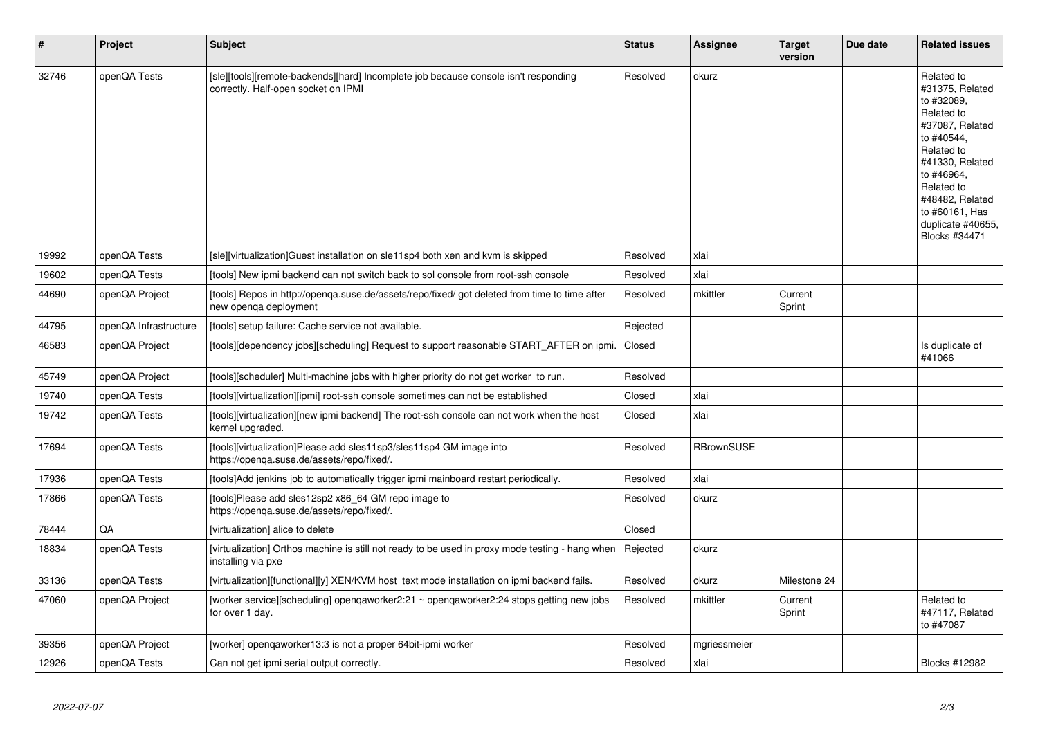| # | Project | Subject | Status | Assignee | Target version | Due date | Related issues |
|---|---|---|---|---|---|---|---|
| 32746 | openQA Tests | [sle][tools][remote-backends][hard] Incomplete job because console isn't responding correctly. Half-open socket on IPMI | Resolved | okurz | | | Related to #31375, Related to #32089, Related to #37087, Related to #40544, Related to #41330, Related to #46964, Related to #48482, Related to #60161, Has duplicate #40655, Blocks #34471 |
| 19992 | openQA Tests | [sle][virtualization]Guest installation on sle11sp4 both xen and kvm is skipped | Resolved | xlai | | | |
| 19602 | openQA Tests | [tools] New ipmi backend can not switch back to sol console from root-ssh console | Resolved | xlai | | | |
| 44690 | openQA Project | [tools] Repos in http://openqa.suse.de/assets/repo/fixed/ got deleted from time to time after new openqa deployment | Resolved | mkittler | Current Sprint | | |
| 44795 | openQA Infrastructure | [tools] setup failure: Cache service not available. | Rejected | | | | |
| 46583 | openQA Project | [tools][dependency jobs][scheduling] Request to support reasonable START_AFTER on ipmi. | Closed | | | | Is duplicate of #41066 |
| 45749 | openQA Project | [tools][scheduler] Multi-machine jobs with higher priority do not get worker to run. | Resolved | | | | |
| 19740 | openQA Tests | [tools][virtualization][ipmi] root-ssh console sometimes can not be established | Closed | xlai | | | |
| 19742 | openQA Tests | [tools][virtualization][new ipmi backend] The root-ssh console can not work when the host kernel upgraded. | Closed | xlai | | | |
| 17694 | openQA Tests | [tools][virtualization]Please add sles11sp3/sles11sp4 GM image into https://openqa.suse.de/assets/repo/fixed/. | Resolved | RBrownSUSE | | | |
| 17936 | openQA Tests | [tools]Add jenkins job to automatically trigger ipmi mainboard restart periodically. | Resolved | xlai | | | |
| 17866 | openQA Tests | [tools]Please add sles12sp2 x86_64 GM repo image to https://openqa.suse.de/assets/repo/fixed/. | Resolved | okurz | | | |
| 78444 | QA | [virtualization] alice to delete | Closed | | | | |
| 18834 | openQA Tests | [virtualization] Orthos machine is still not ready to be used in proxy mode testing - hang when installing via pxe | Rejected | okurz | | | |
| 33136 | openQA Tests | [virtualization][functional][y] XEN/KVM host text mode installation on ipmi backend fails. | Resolved | okurz | Milestone 24 | | |
| 47060 | openQA Project | [worker service][scheduling] openqaworker2:21 ~ openqaworker2:24 stops getting new jobs for over 1 day. | Resolved | mkittler | Current Sprint | | Related to #47117, Related to #47087 |
| 39356 | openQA Project | [worker] openqaworker13:3 is not a proper 64bit-ipmi worker | Resolved | mgriessmeier | | | |
| 12926 | openQA Tests | Can not get ipmi serial output correctly. | Resolved | xlai | | | Blocks #12982 |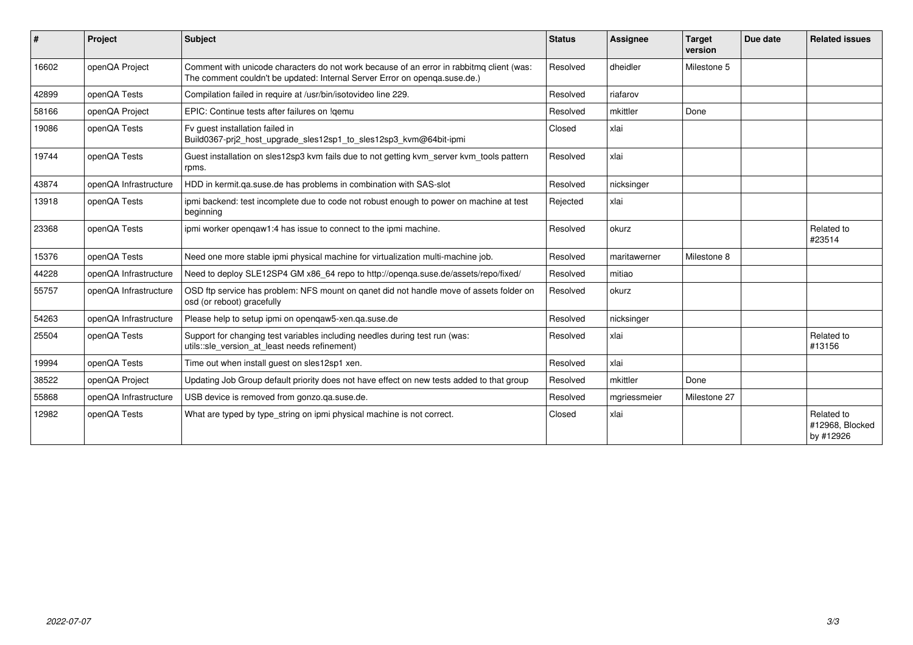| # | Project | Subject | Status | Assignee | Target version | Due date | Related issues |
|---|---|---|---|---|---|---|---|
| 16602 | openQA Project | Comment with unicode characters do not work because of an error in rabbitmq client (was: The comment couldn't be updated: Internal Server Error on openqa.suse.de.) | Resolved | dheidler | Milestone 5 | | |
| 42899 | openQA Tests | Compilation failed in require at /usr/bin/isotovideo line 229. | Resolved | riafarov | | | |
| 58166 | openQA Project | EPIC: Continue tests after failures on !qemu | Resolved | mkittler | Done | | |
| 19086 | openQA Tests | Fv guest installation failed in Build0367-prj2_host_upgrade_sles12sp1_to_sles12sp3_kvm@64bit-ipmi | Closed | xlai | | | |
| 19744 | openQA Tests | Guest installation on sles12sp3 kvm fails due to not getting kvm_server kvm_tools pattern rpms. | Resolved | xlai | | | |
| 43874 | openQA Infrastructure | HDD in kermit.qa.suse.de has problems in combination with SAS-slot | Resolved | nicksinger | | | |
| 13918 | openQA Tests | ipmi backend: test incomplete due to code not robust enough to power on machine at test beginning | Rejected | xlai | | | |
| 23368 | openQA Tests | ipmi worker openqaw1:4 has issue to connect to the ipmi machine. | Resolved | okurz | | | Related to #23514 |
| 15376 | openQA Tests | Need one more stable ipmi physical machine for virtualization multi-machine job. | Resolved | maritawerner | Milestone 8 | | |
| 44228 | openQA Infrastructure | Need to deploy SLE12SP4 GM x86_64 repo to http://openqa.suse.de/assets/repo/fixed/ | Resolved | mitiao | | | |
| 55757 | openQA Infrastructure | OSD ftp service has problem: NFS mount on qanet did not handle move of assets folder on osd (or reboot) gracefully | Resolved | okurz | | | |
| 54263 | openQA Infrastructure | Please help to setup ipmi on openqaw5-xen.qa.suse.de | Resolved | nicksinger | | | |
| 25504 | openQA Tests | Support for changing test variables including needles during test run (was: utils::sle_version_at_least needs refinement) | Resolved | xlai | | | Related to #13156 |
| 19994 | openQA Tests | Time out when install guest on sles12sp1 xen. | Resolved | xlai | | | |
| 38522 | openQA Project | Updating Job Group default priority does not have effect on new tests added to that group | Resolved | mkittler | Done | | |
| 55868 | openQA Infrastructure | USB device is removed from gonzo.qa.suse.de. | Resolved | mgriessmeier | Milestone 27 | | |
| 12982 | openQA Tests | What are typed by type_string on ipmi physical machine is not correct. | Closed | xlai | | | Related to #12968, Blocked by #12926 |